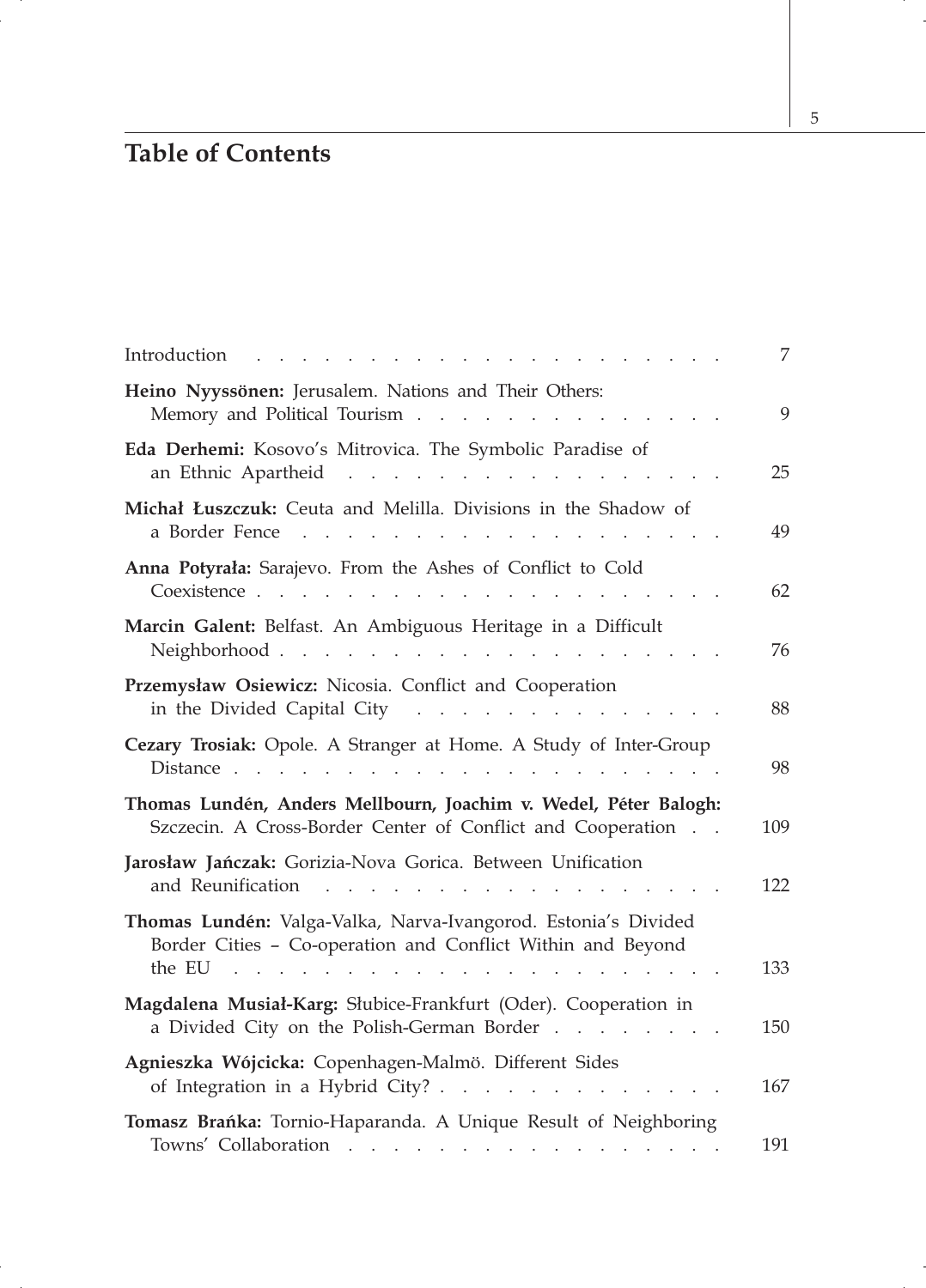# Table of Contents

| | |
|---|---|
| Introduction | 7 |
| **Heino Nyyssönen:** Jerusalem. Nations and Their Others: Memory and Political Tourism | 9 |
| **Eda Derhemi:** Kosovo's Mitrovica. The Symbolic Paradise of an Ethnic Apartheid | 25 |
| **Michał Łuszczuk:** Ceuta and Melilla. Divisions in the Shadow of a Border Fence | 49 |
| **Anna Potyrała:** Sarajevo. From the Ashes of Conflict to Cold Coexistence | 62 |
| **Marcin Galent:** Belfast. An Ambiguous Heritage in a Difficult Neighborhood | 76 |
| **Przemysław Osiewicz:** Nicosia. Conflict and Cooperation in the Divided Capital City | 88 |
| **Cezary Trosiak:** Opole. A Stranger at Home. A Study of Inter-Group Distance | 98 |
| **Thomas Lundén, Anders Mellbourn, Joachim v. Wedel, Péter Balogh:** Szczecin. A Cross-Border Center of Conflict and Cooperation | 109 |
| **Jarosław Jańczak:** Gorizia-Nova Gorica. Between Unification and Reunification | 122 |
| **Thomas Lundén:** Valga-Valka, Narva-Ivangorod. Estonia's Divided Border Cities – Co-operation and Conflict Within and Beyond the EU | 133 |
| **Magdalena Musiał-Karg:** Słubice-Frankfurt (Oder). Cooperation in a Divided City on the Polish-German Border | 150 |
| **Agnieszka Wójcicka:** Copenhagen-Malmö. Different Sides of Integration in a Hybrid City? | 167 |
| **Tomasz Brańka:** Tornio-Haparanda. A Unique Result of Neighboring Towns' Collaboration | 191 |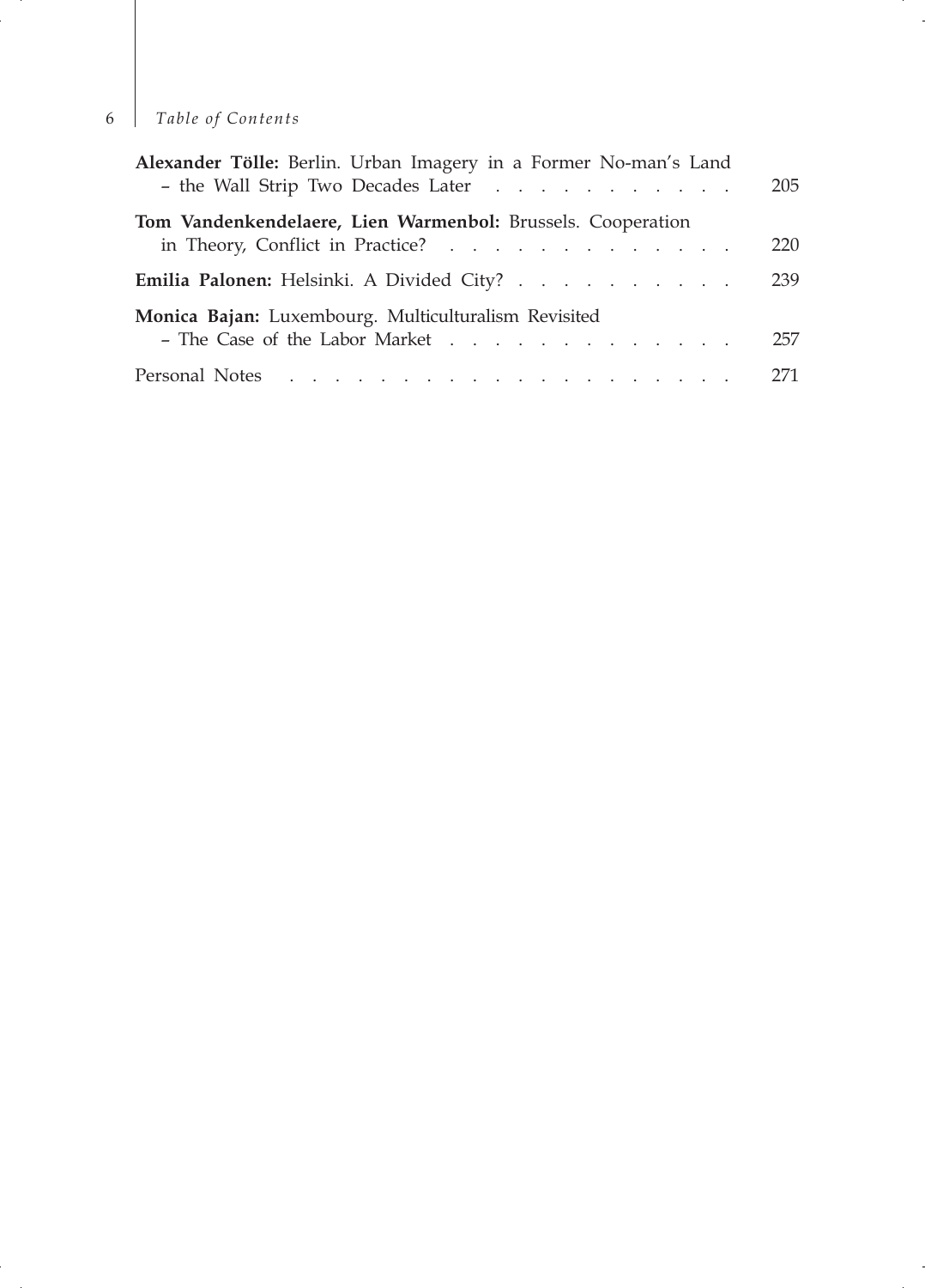**Alexander Tölle:** Berlin. Urban Imagery in a Former No-man's Land – the Wall Strip Two Decades Later . . . . . . . . . . . . 205

**Tom Vandenkendelaere, Lien Warmenbol:** Brussels. Cooperation in Theory, Conflict in Practice? . . . . . . . . . . . . . . 220

**Emilia Palonen:** Helsinki. A Divided City? . . . . . . . . . . . 239

**Monica Bajan:** Luxembourg. Multiculturalism Revisited – The Case of the Labor Market . . . . . . . . . . . . . . 257

Personal Notes . . . . . . . . . . . . . . . . . . . . . 271